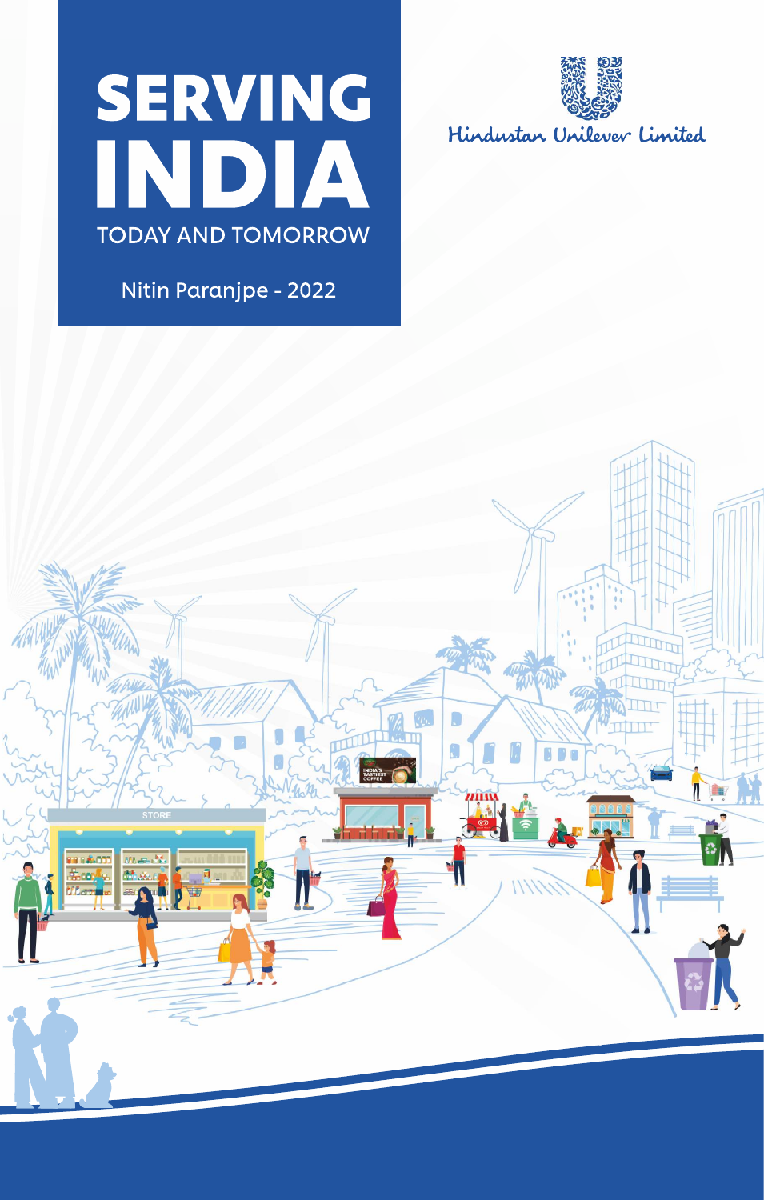# SERVING INDIA

## TODAY AND TOMORROW

Nitin Paranjpe - 2022

Hindustan Unilever Limited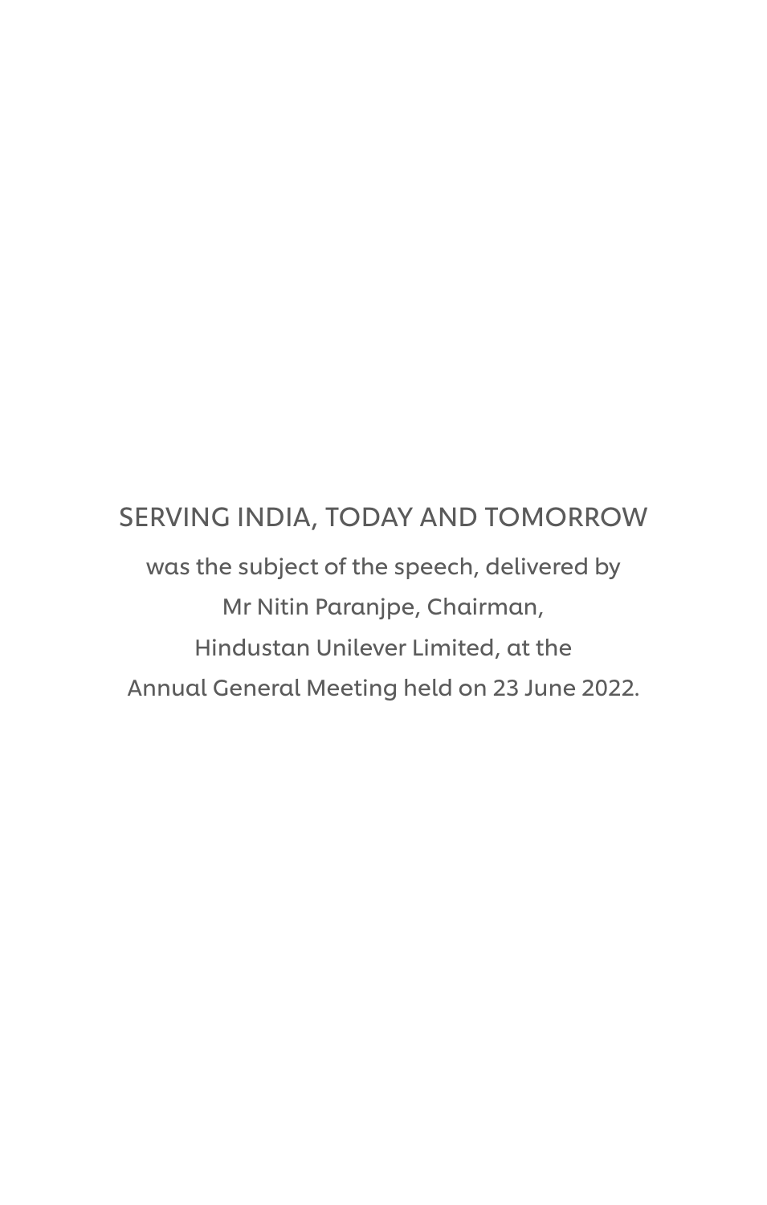SERVING INDIA, TODAY AND TOMORROW

was the subject of the speech, delivered by
Mr Nitin Paranjpe, Chairman,
Hindustan Unilever Limited, at the
Annual General Meeting held on 23 June 2022.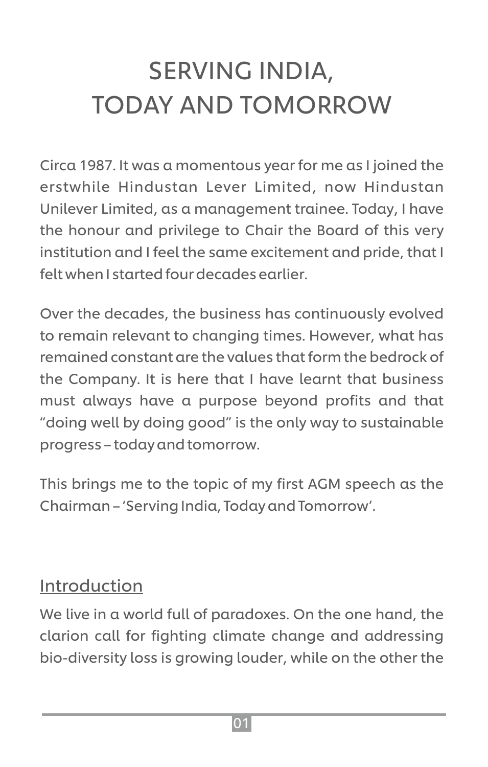# SERVING INDIA, TODAY AND TOMORROW

Circa 1987. It was a momentous year for me as I joined the erstwhile Hindustan Lever Limited, now Hindustan Unilever Limited, as a management trainee. Today, I have the honour and privilege to Chair the Board of this very institution and I feel the same excitement and pride, that I felt when I started four decades earlier.

Over the decades, the business has continuously evolved to remain relevant to changing times. However, what has remained constant are the values that form the bedrock of the Company. It is here that I have learnt that business must always have a purpose beyond profits and that "doing well by doing good" is the only way to sustainable progress – today and tomorrow.

This brings me to the topic of my first AGM speech as the Chairman – 'Serving India, Today and Tomorrow'.

## Introduction

We live in a world full of paradoxes. On the one hand, the clarion call for fighting climate change and addressing bio-diversity loss is growing louder, while on the other the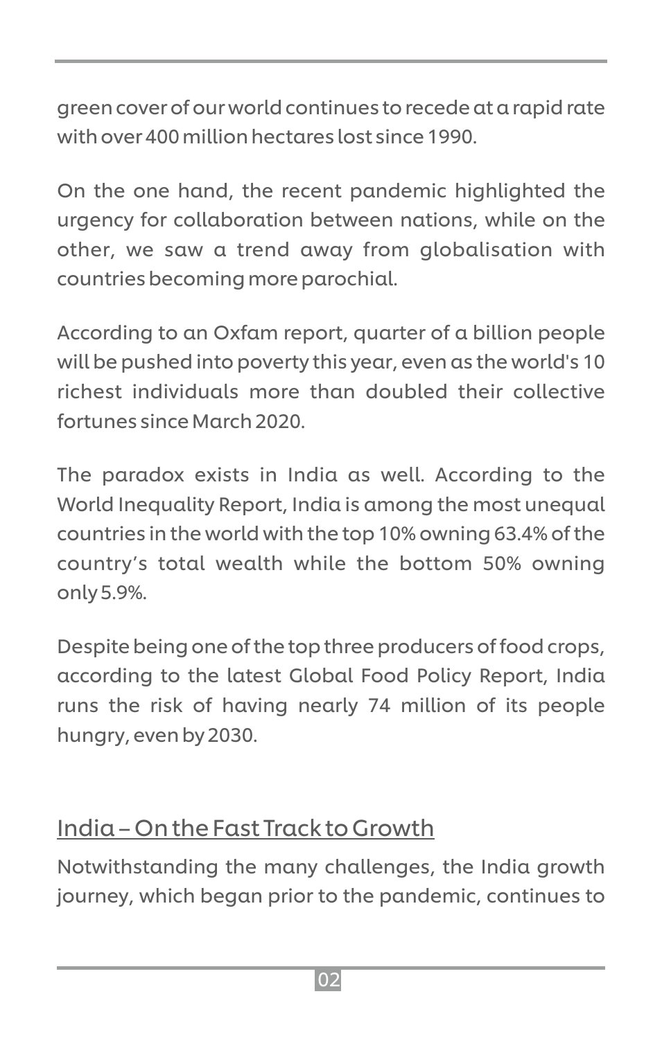green cover of our world continues to recede at a rapid rate with over 400 million hectares lost since 1990.

On the one hand, the recent pandemic highlighted the urgency for collaboration between nations, while on the other, we saw a trend away from globalisation with countries becoming more parochial.

According to an Oxfam report, quarter of a billion people will be pushed into poverty this year, even as the world's 10 richest individuals more than doubled their collective fortunes since March 2020.

The paradox exists in India as well. According to the World Inequality Report, India is among the most unequal countries in the world with the top 10% owning 63.4% of the country's total wealth while the bottom 50% owning only 5.9%.

Despite being one of the top three producers of food crops, according to the latest Global Food Policy Report, India runs the risk of having nearly 74 million of its people hungry, even by 2030.

## India – On the Fast Track to Growth

Notwithstanding the many challenges, the India growth journey, which began prior to the pandemic, continues to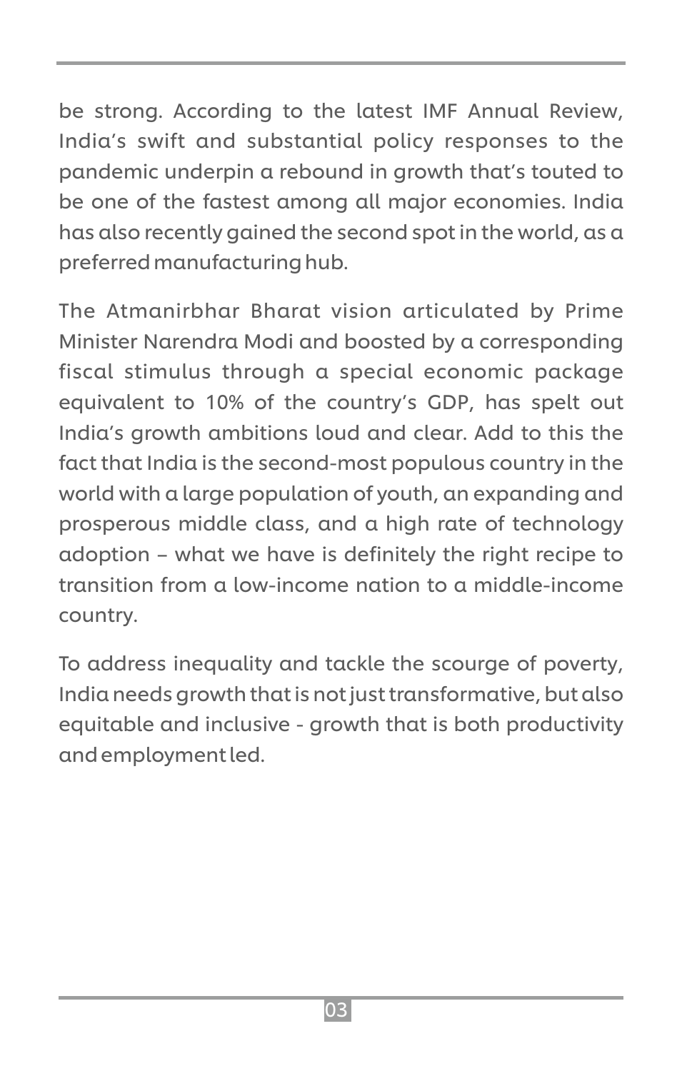be strong. According to the latest IMF Annual Review, India's swift and substantial policy responses to the pandemic underpin a rebound in growth that's touted to be one of the fastest among all major economies. India has also recently gained the second spot in the world, as a preferred manufacturing hub.

The Atmanirbhar Bharat vision articulated by Prime Minister Narendra Modi and boosted by a corresponding fiscal stimulus through a special economic package equivalent to 10% of the country's GDP, has spelt out India's growth ambitions loud and clear. Add to this the fact that India is the second-most populous country in the world with a large population of youth, an expanding and prosperous middle class, and a high rate of technology adoption – what we have is definitely the right recipe to transition from a low-income nation to a middle-income country.

To address inequality and tackle the scourge of poverty, India needs growth that is not just transformative, but also equitable and inclusive - growth that is both productivity and employment led.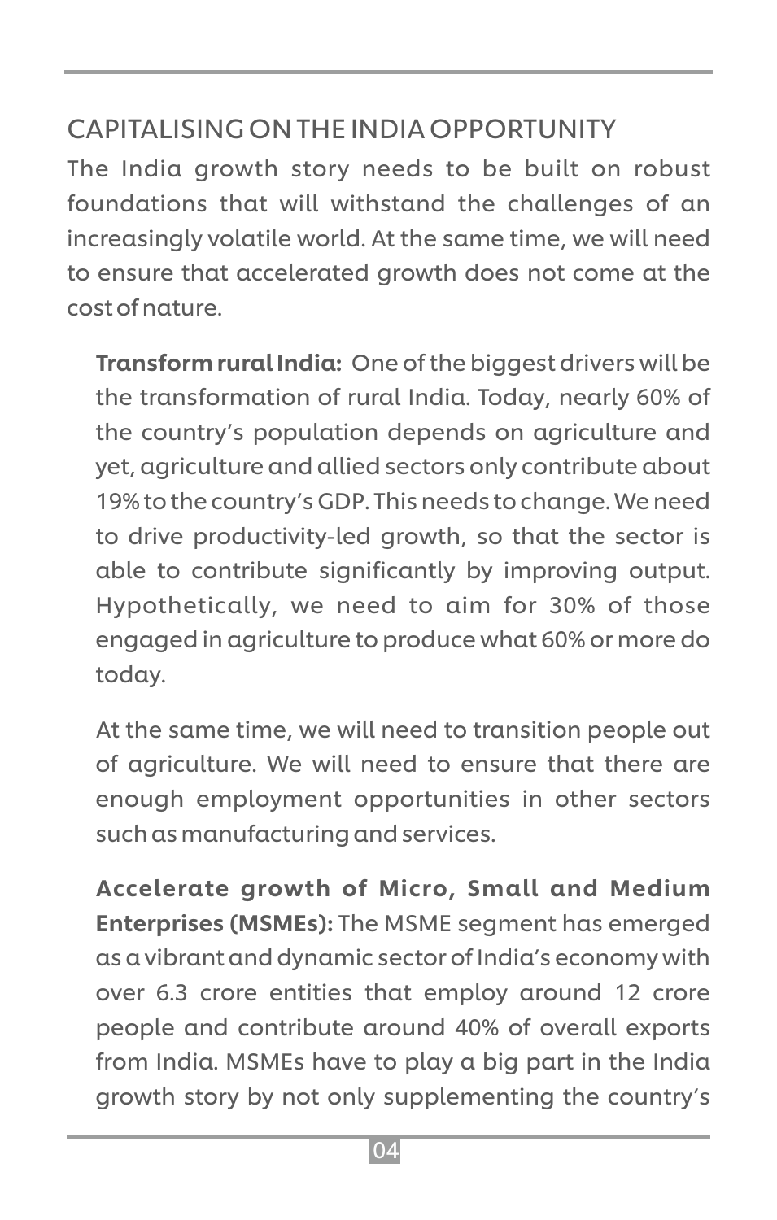## CAPITALISING ON THE INDIA OPPORTUNITY

The India growth story needs to be built on robust foundations that will withstand the challenges of an increasingly volatile world. At the same time, we will need to ensure that accelerated growth does not come at the cost of nature.

**Transform rural India:** One of the biggest drivers will be the transformation of rural India. Today, nearly 60% of the country's population depends on agriculture and yet, agriculture and allied sectors only contribute about 19% to the country's GDP. This needs to change. We need to drive productivity-led growth, so that the sector is able to contribute significantly by improving output. Hypothetically, we need to aim for 30% of those engaged in agriculture to produce what 60% or more do today.

At the same time, we will need to transition people out of agriculture. We will need to ensure that there are enough employment opportunities in other sectors such as manufacturing and services.

**Accelerate growth of Micro, Small and Medium Enterprises (MSMEs):** The MSME segment has emerged as a vibrant and dynamic sector of India's economy with over 6.3 crore entities that employ around 12 crore people and contribute around 40% of overall exports from India. MSMEs have to play a big part in the India growth story by not only supplementing the country's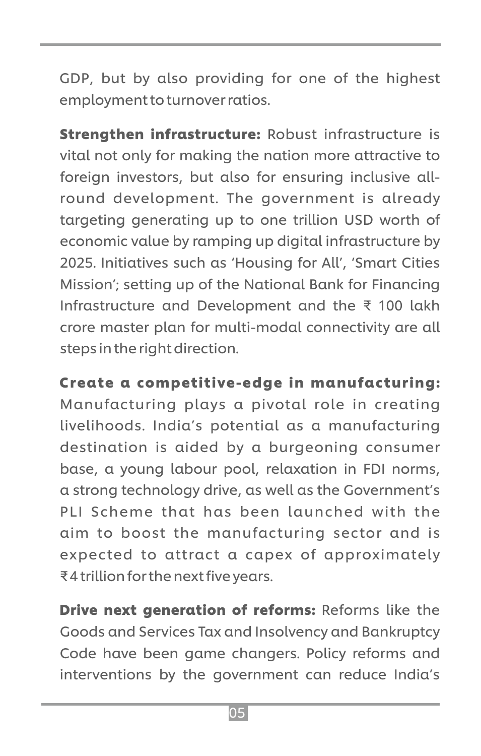GDP, but by also providing for one of the highest employment to turnover ratios.

**Strengthen infrastructure:** Robust infrastructure is vital not only for making the nation more attractive to foreign investors, but also for ensuring inclusive all-round development. The government is already targeting generating up to one trillion USD worth of economic value by ramping up digital infrastructure by 2025. Initiatives such as 'Housing for All', 'Smart Cities Mission'; setting up of the National Bank for Financing Infrastructure and Development and the ₹ 100 lakh crore master plan for multi-modal connectivity are all steps in the right direction.

**Create a competitive-edge in manufacturing:** Manufacturing plays a pivotal role in creating livelihoods. India's potential as a manufacturing destination is aided by a burgeoning consumer base, a young labour pool, relaxation in FDI norms, a strong technology drive, as well as the Government's PLI Scheme that has been launched with the aim to boost the manufacturing sector and is expected to attract a capex of approximately ₹ 4 trillion for the next five years.

**Drive next generation of reforms:** Reforms like the Goods and Services Tax and Insolvency and Bankruptcy Code have been game changers. Policy reforms and interventions by the government can reduce India's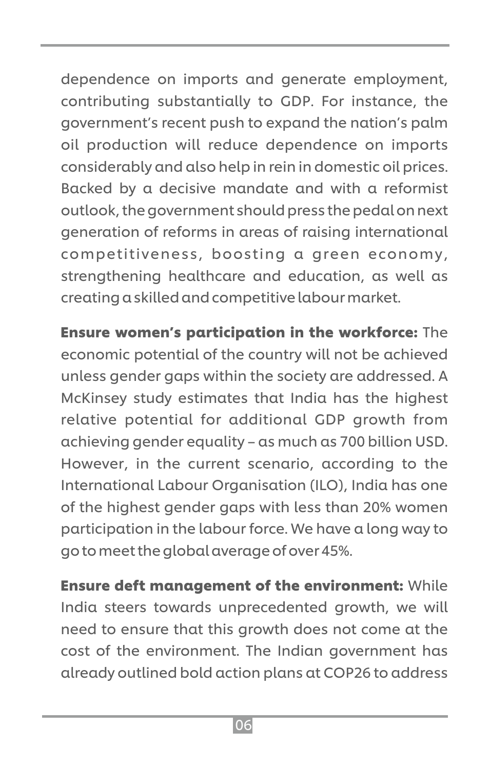dependence on imports and generate employment, contributing substantially to GDP. For instance, the government's recent push to expand the nation's palm oil production will reduce dependence on imports considerably and also help in rein in domestic oil prices. Backed by a decisive mandate and with a reformist outlook, the government should press the pedal on next generation of reforms in areas of raising international competitiveness, boosting a green economy, strengthening healthcare and education, as well as creating a skilled and competitive labour market.

**Ensure women's participation in the workforce:** The economic potential of the country will not be achieved unless gender gaps within the society are addressed. A McKinsey study estimates that India has the highest relative potential for additional GDP growth from achieving gender equality – as much as 700 billion USD. However, in the current scenario, according to the International Labour Organisation (ILO), India has one of the highest gender gaps with less than 20% women participation in the labour force. We have a long way to go to meet the global average of over 45%.

**Ensure deft management of the environment:** While India steers towards unprecedented growth, we will need to ensure that this growth does not come at the cost of the environment. The Indian government has already outlined bold action plans at COP26 to address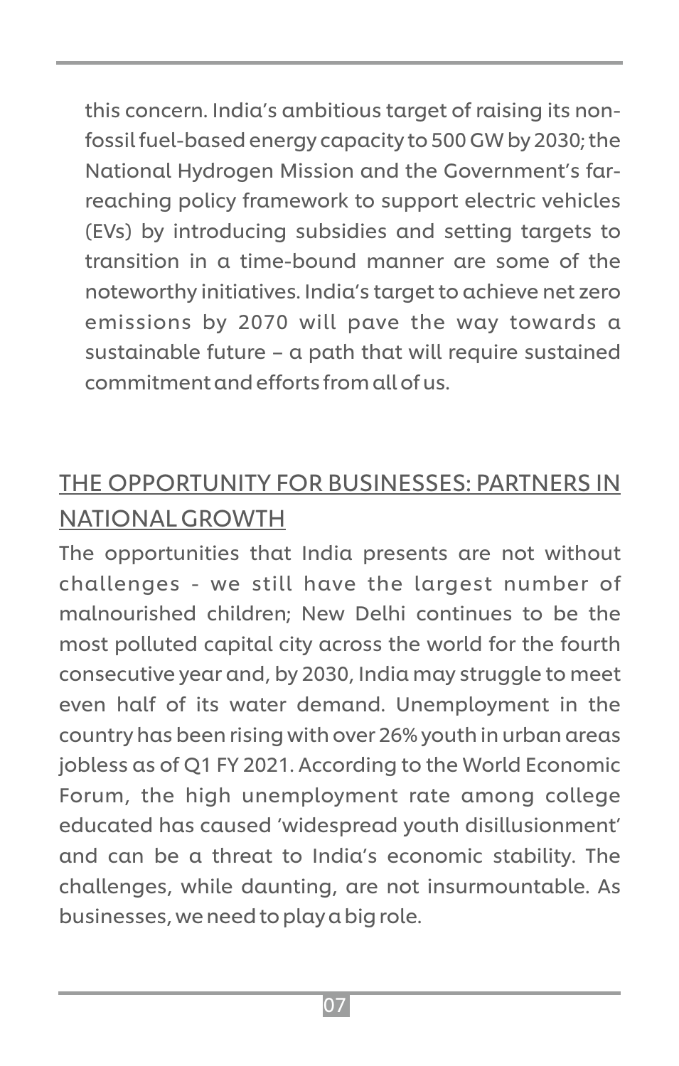this concern. India's ambitious target of raising its non-fossil fuel-based energy capacity to 500 GW by 2030; the National Hydrogen Mission and the Government's far-reaching policy framework to support electric vehicles (EVs) by introducing subsidies and setting targets to transition in a time-bound manner are some of the noteworthy initiatives. India's target to achieve net zero emissions by 2070 will pave the way towards a sustainable future – a path that will require sustained commitment and efforts from all of us.

## THE OPPORTUNITY FOR BUSINESSES: PARTNERS IN NATIONAL GROWTH

The opportunities that India presents are not without challenges - we still have the largest number of malnourished children; New Delhi continues to be the most polluted capital city across the world for the fourth consecutive year and, by 2030, India may struggle to meet even half of its water demand. Unemployment in the country has been rising with over 26% youth in urban areas jobless as of Q1 FY 2021. According to the World Economic Forum, the high unemployment rate among college educated has caused 'widespread youth disillusionment' and can be a threat to India's economic stability. The challenges, while daunting, are not insurmountable. As businesses, we need to play a big role.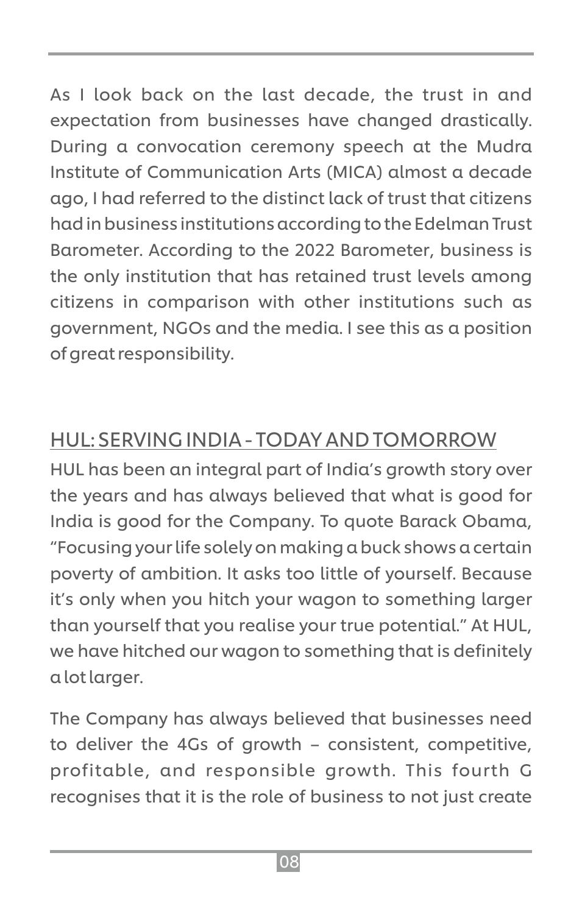As I look back on the last decade, the trust in and expectation from businesses have changed drastically. During a convocation ceremony speech at the Mudra Institute of Communication Arts (MICA) almost a decade ago, I had referred to the distinct lack of trust that citizens had in business institutions according to the Edelman Trust Barometer. According to the 2022 Barometer, business is the only institution that has retained trust levels among citizens in comparison with other institutions such as government, NGOs and the media. I see this as a position of great responsibility.

## HUL: SERVING INDIA - TODAY AND TOMORROW

HUL has been an integral part of India's growth story over the years and has always believed that what is good for India is good for the Company. To quote Barack Obama, "Focusing your life solely on making a buck shows a certain poverty of ambition. It asks too little of yourself. Because it's only when you hitch your wagon to something larger than yourself that you realise your true potential." At HUL, we have hitched our wagon to something that is definitely a lot larger.

The Company has always believed that businesses need to deliver the 4Gs of growth – consistent, competitive, profitable, and responsible growth. This fourth G recognises that it is the role of business to not just create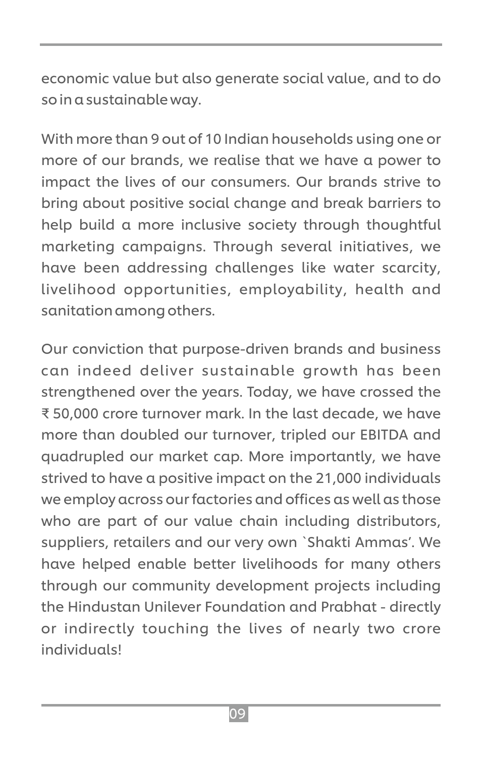economic value but also generate social value, and to do so in a sustainable way.

With more than 9 out of 10 Indian households using one or more of our brands, we realise that we have a power to impact the lives of our consumers. Our brands strive to bring about positive social change and break barriers to help build a more inclusive society through thoughtful marketing campaigns. Through several initiatives, we have been addressing challenges like water scarcity, livelihood opportunities, employability, health and sanitation among others.

Our conviction that purpose-driven brands and business can indeed deliver sustainable growth has been strengthened over the years. Today, we have crossed the ₹ 50,000 crore turnover mark. In the last decade, we have more than doubled our turnover, tripled our EBITDA and quadrupled our market cap. More importantly, we have strived to have a positive impact on the 21,000 individuals we employ across our factories and offices as well as those who are part of our value chain including distributors, suppliers, retailers and our very own `Shakti Ammas'. We have helped enable better livelihoods for many others through our community development projects including the Hindustan Unilever Foundation and Prabhat - directly or indirectly touching the lives of nearly two crore individuals!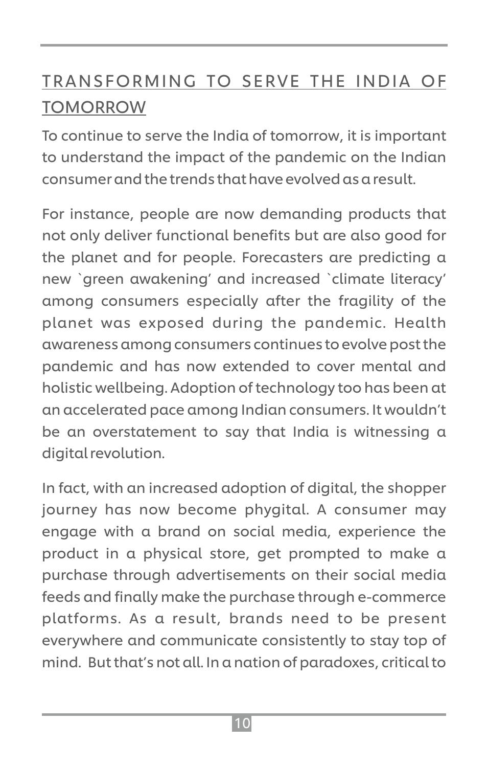## TRANSFORMING TO SERVE THE INDIA OF TOMORROW

To continue to serve the India of tomorrow, it is important to understand the impact of the pandemic on the Indian consumer and the trends that have evolved as a result.

For instance, people are now demanding products that not only deliver functional benefits but are also good for the planet and for people. Forecasters are predicting a new `green awakening' and increased `climate literacy' among consumers especially after the fragility of the planet was exposed during the pandemic. Health awareness among consumers continues to evolve post the pandemic and has now extended to cover mental and holistic wellbeing. Adoption of technology too has been at an accelerated pace among Indian consumers. It wouldn't be an overstatement to say that India is witnessing a digital revolution.

In fact, with an increased adoption of digital, the shopper journey has now become phygital. A consumer may engage with a brand on social media, experience the product in a physical store, get prompted to make a purchase through advertisements on their social media feeds and finally make the purchase through e-commerce platforms. As a result, brands need to be present everywhere and communicate consistently to stay top of mind. But that's not all. In a nation of paradoxes, critical to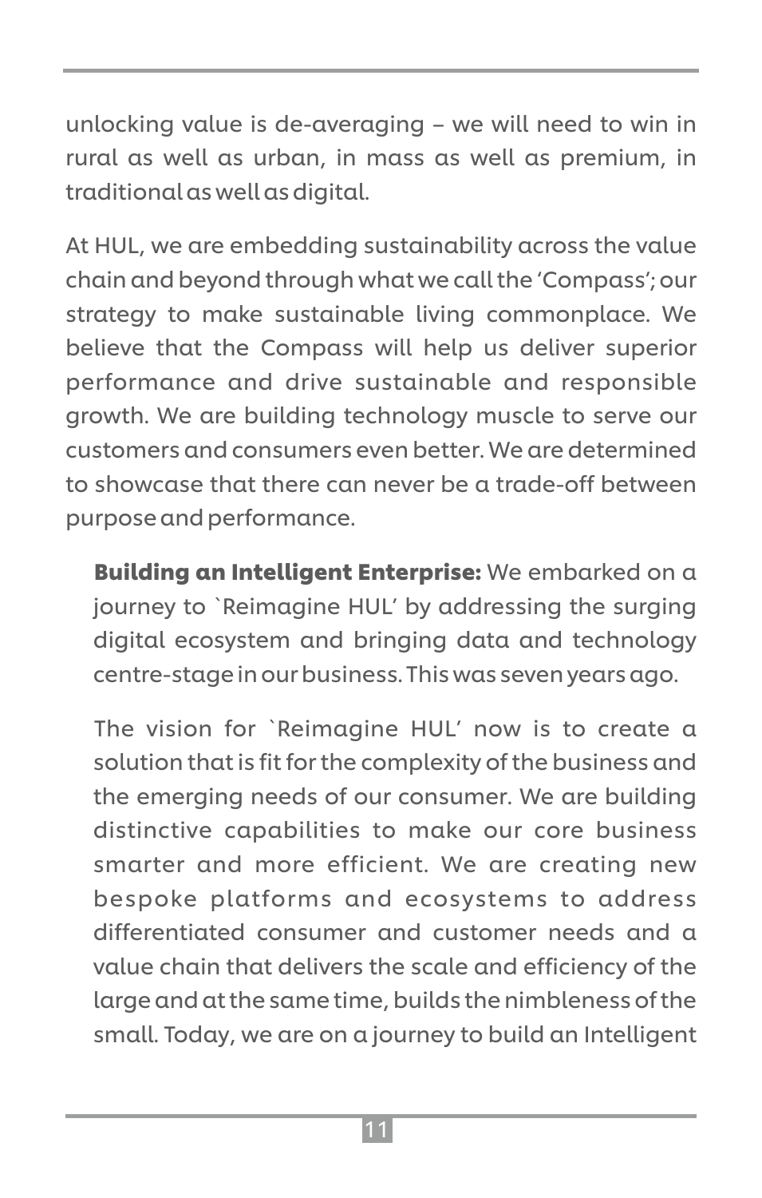unlocking value is de-averaging – we will need to win in rural as well as urban, in mass as well as premium, in traditional as well as digital.

At HUL, we are embedding sustainability across the value chain and beyond through what we call the 'Compass'; our strategy to make sustainable living commonplace. We believe that the Compass will help us deliver superior performance and drive sustainable and responsible growth. We are building technology muscle to serve our customers and consumers even better. We are determined to showcase that there can never be a trade-off between purpose and performance.

**Building an Intelligent Enterprise:** We embarked on a journey to `Reimagine HUL' by addressing the surging digital ecosystem and bringing data and technology centre-stage in our business. This was seven years ago.

The vision for `Reimagine HUL' now is to create a solution that is fit for the complexity of the business and the emerging needs of our consumer. We are building distinctive capabilities to make our core business smarter and more efficient. We are creating new bespoke platforms and ecosystems to address differentiated consumer and customer needs and a value chain that delivers the scale and efficiency of the large and at the same time, builds the nimbleness of the small. Today, we are on a journey to build an Intelligent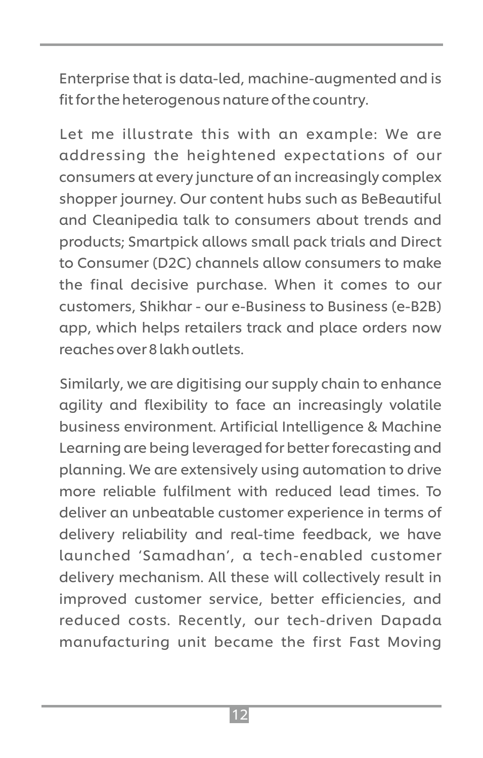Enterprise that is data-led, machine-augmented and is fit for the heterogenous nature of the country.

Let me illustrate this with an example: We are addressing the heightened expectations of our consumers at every juncture of an increasingly complex shopper journey. Our content hubs such as BeBeautiful and Cleanipedia talk to consumers about trends and products; Smartpick allows small pack trials and Direct to Consumer (D2C) channels allow consumers to make the final decisive purchase. When it comes to our customers, Shikhar - our e-Business to Business (e-B2B) app, which helps retailers track and place orders now reaches over 8 lakh outlets.

Similarly, we are digitising our supply chain to enhance agility and flexibility to face an increasingly volatile business environment. Artificial Intelligence & Machine Learning are being leveraged for better forecasting and planning. We are extensively using automation to drive more reliable fulfilment with reduced lead times. To deliver an unbeatable customer experience in terms of delivery reliability and real-time feedback, we have launched 'Samadhan', a tech-enabled customer delivery mechanism. All these will collectively result in improved customer service, better efficiencies, and reduced costs. Recently, our tech-driven Dapada manufacturing unit became the first Fast Moving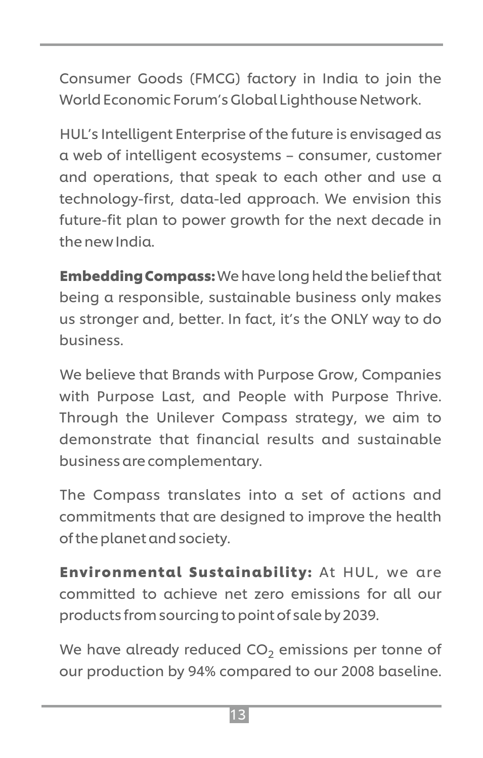Consumer Goods (FMCG) factory in India to join the World Economic Forum's Global Lighthouse Network.

HUL's Intelligent Enterprise of the future is envisaged as a web of intelligent ecosystems – consumer, customer and operations, that speak to each other and use a technology-first, data-led approach. We envision this future-fit plan to power growth for the next decade in the new India.

**Embedding Compass:** We have long held the belief that being a responsible, sustainable business only makes us stronger and, better. In fact, it's the ONLY way to do business.

We believe that Brands with Purpose Grow, Companies with Purpose Last, and People with Purpose Thrive. Through the Unilever Compass strategy, we aim to demonstrate that financial results and sustainable business are complementary.

The Compass translates into a set of actions and commitments that are designed to improve the health of the planet and society.

**Environmental Sustainability:** At HUL, we are committed to achieve net zero emissions for all our products from sourcing to point of sale by 2039.

We have already reduced $CO_2$ emissions per tonne of our production by 94% compared to our 2008 baseline.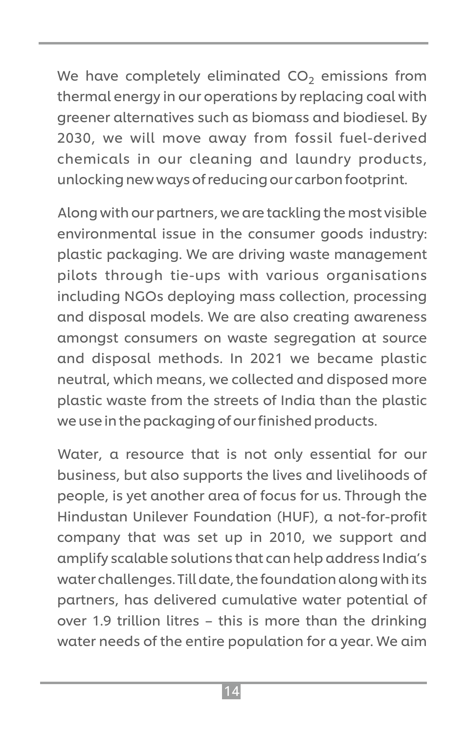We have completely eliminated $CO_2$ emissions from thermal energy in our operations by replacing coal with greener alternatives such as biomass and biodiesel. By 2030, we will move away from fossil fuel-derived chemicals in our cleaning and laundry products, unlocking new ways of reducing our carbon footprint.

Along with our partners, we are tackling the most visible environmental issue in the consumer goods industry: plastic packaging. We are driving waste management pilots through tie-ups with various organisations including NGOs deploying mass collection, processing and disposal models. We are also creating awareness amongst consumers on waste segregation at source and disposal methods. In 2021 we became plastic neutral, which means, we collected and disposed more plastic waste from the streets of India than the plastic we use in the packaging of our finished products.

Water, a resource that is not only essential for our business, but also supports the lives and livelihoods of people, is yet another area of focus for us. Through the Hindustan Unilever Foundation (HUF), a not-for-profit company that was set up in 2010, we support and amplify scalable solutions that can help address India's water challenges. Till date, the foundation along with its partners, has delivered cumulative water potential of over 1.9 trillion litres – this is more than the drinking water needs of the entire population for a year. We aim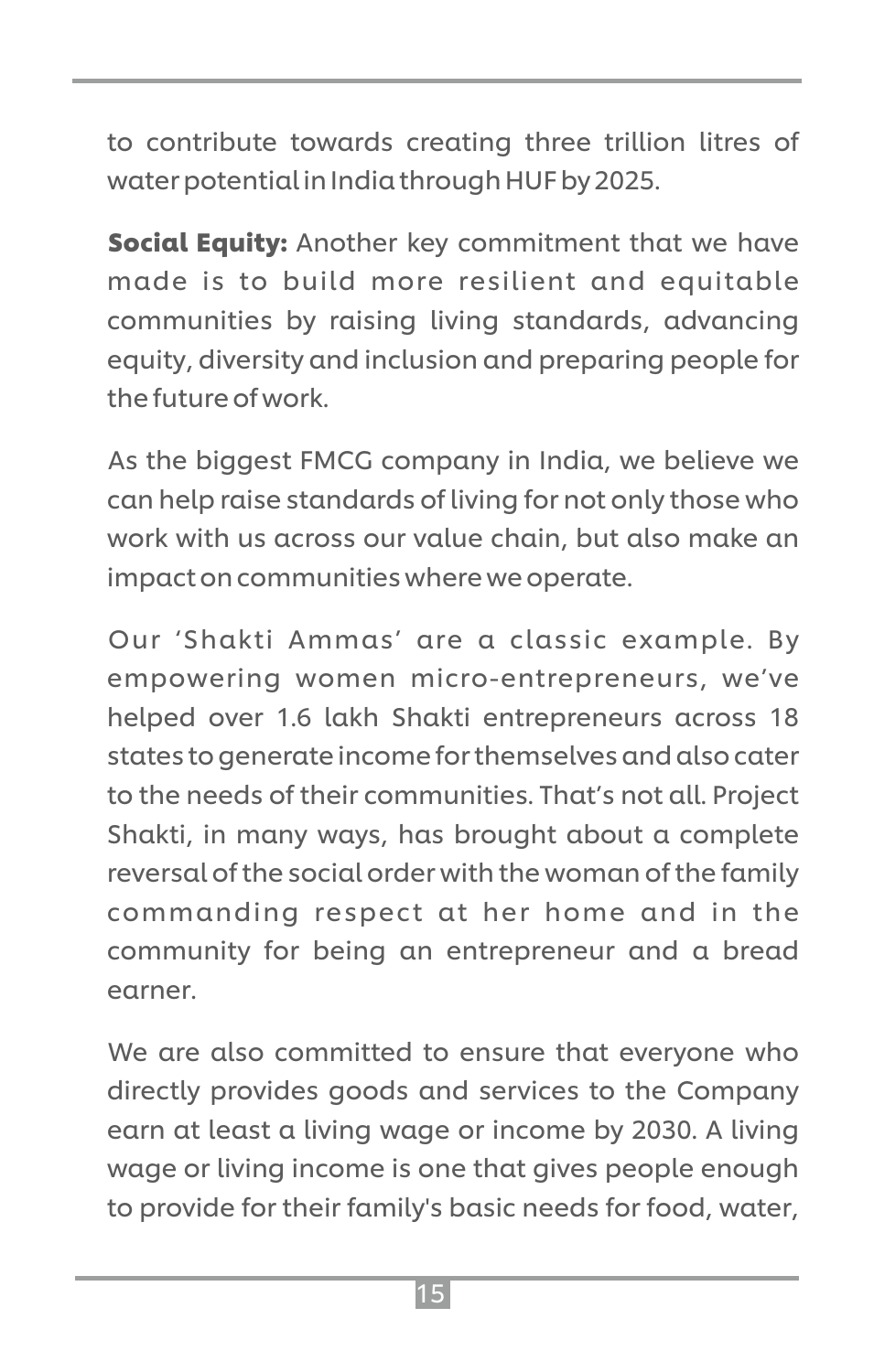to contribute towards creating three trillion litres of water potential in India through HUF by 2025.

**Social Equity:** Another key commitment that we have made is to build more resilient and equitable communities by raising living standards, advancing equity, diversity and inclusion and preparing people for the future of work.

As the biggest FMCG company in India, we believe we can help raise standards of living for not only those who work with us across our value chain, but also make an impact on communities where we operate.

Our 'Shakti Ammas' are a classic example. By empowering women micro-entrepreneurs, we've helped over 1.6 lakh Shakti entrepreneurs across 18 states to generate income for themselves and also cater to the needs of their communities. That's not all. Project Shakti, in many ways, has brought about a complete reversal of the social order with the woman of the family commanding respect at her home and in the community for being an entrepreneur and a bread earner.

We are also committed to ensure that everyone who directly provides goods and services to the Company earn at least a living wage or income by 2030. A living wage or living income is one that gives people enough to provide for their family's basic needs for food, water,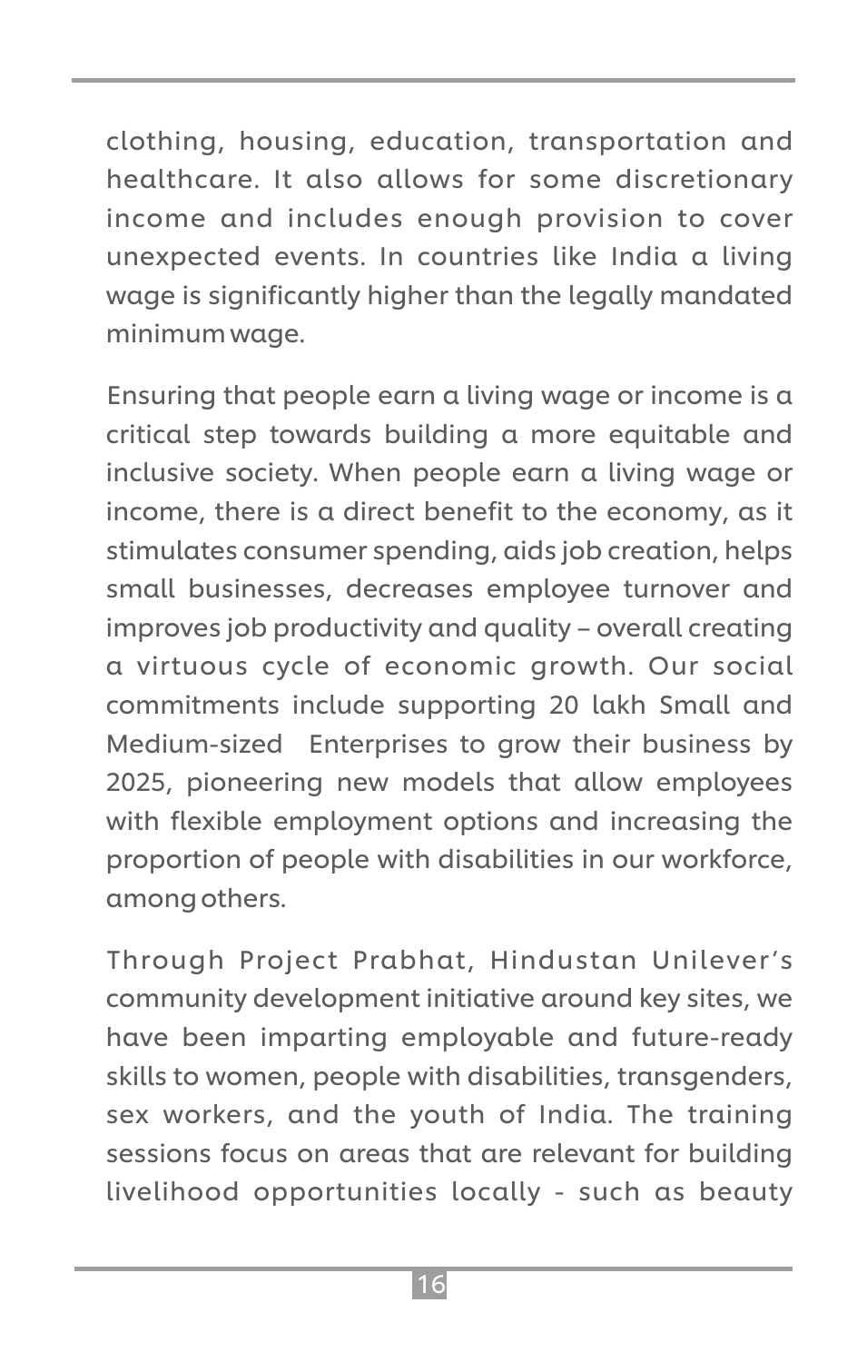clothing, housing, education, transportation and healthcare. It also allows for some discretionary income and includes enough provision to cover unexpected events. In countries like India a living wage is significantly higher than the legally mandated minimum wage.

Ensuring that people earn a living wage or income is a critical step towards building a more equitable and inclusive society. When people earn a living wage or income, there is a direct benefit to the economy, as it stimulates consumer spending, aids job creation, helps small businesses, decreases employee turnover and improves job productivity and quality – overall creating a virtuous cycle of economic growth. Our social commitments include supporting 20 lakh Small and Medium-sized Enterprises to grow their business by 2025, pioneering new models that allow employees with flexible employment options and increasing the proportion of people with disabilities in our workforce, among others.

Through Project Prabhat, Hindustan Unilever's community development initiative around key sites, we have been imparting employable and future-ready skills to women, people with disabilities, transgenders, sex workers, and the youth of India. The training sessions focus on areas that are relevant for building livelihood opportunities locally - such as beauty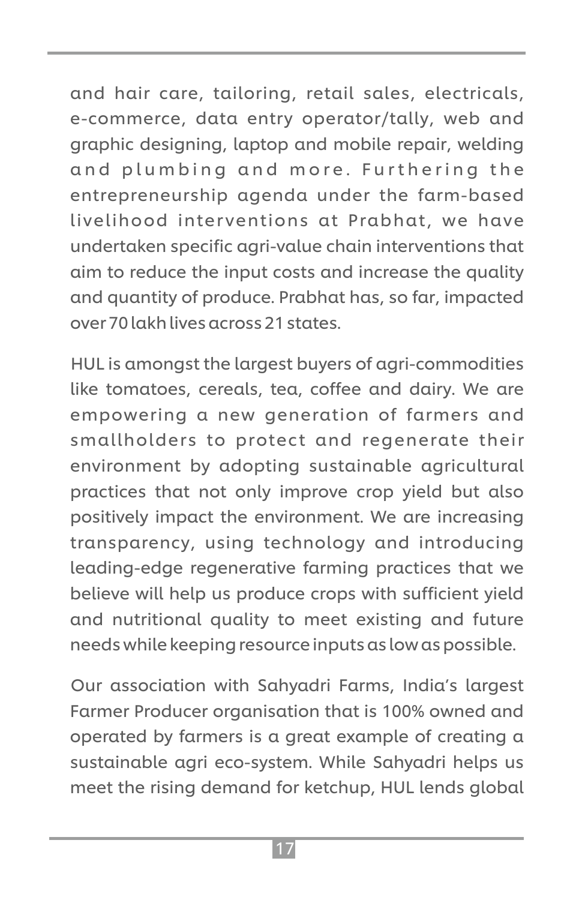and hair care, tailoring, retail sales, electricals, e-commerce, data entry operator/tally, web and graphic designing, laptop and mobile repair, welding and plumbing and more. Furthering the entrepreneurship agenda under the farm-based livelihood interventions at Prabhat, we have undertaken specific agri-value chain interventions that aim to reduce the input costs and increase the quality and quantity of produce. Prabhat has, so far, impacted over 70 lakh lives across 21 states.

HUL is amongst the largest buyers of agri-commodities like tomatoes, cereals, tea, coffee and dairy. We are empowering a new generation of farmers and smallholders to protect and regenerate their environment by adopting sustainable agricultural practices that not only improve crop yield but also positively impact the environment. We are increasing transparency, using technology and introducing leading-edge regenerative farming practices that we believe will help us produce crops with sufficient yield and nutritional quality to meet existing and future needs while keeping resource inputs as low as possible.

Our association with Sahyadri Farms, India's largest Farmer Producer organisation that is 100% owned and operated by farmers is a great example of creating a sustainable agri eco-system. While Sahyadri helps us meet the rising demand for ketchup, HUL lends global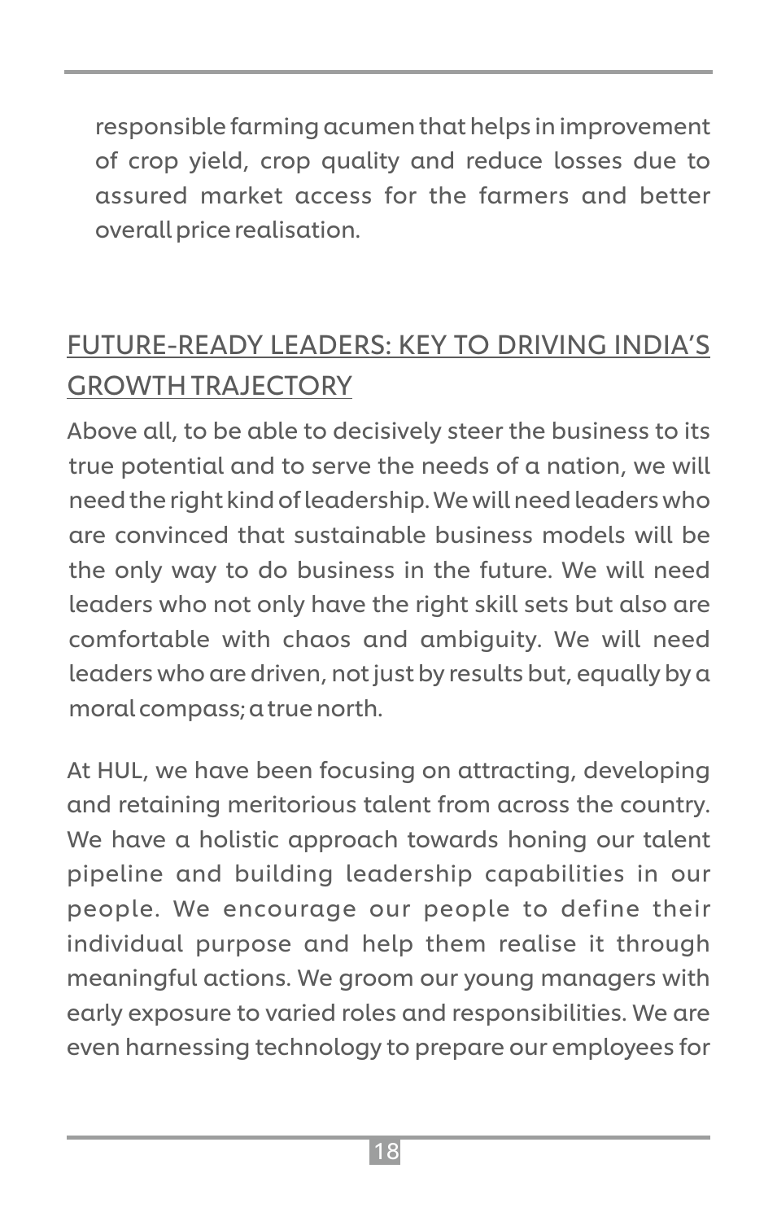responsible farming acumen that helps in improvement of crop yield, crop quality and reduce losses due to assured market access for the farmers and better overall price realisation.

## FUTURE-READY LEADERS: KEY TO DRIVING INDIA'S GROWTH TRAJECTORY

Above all, to be able to decisively steer the business to its true potential and to serve the needs of a nation, we will need the right kind of leadership. We will need leaders who are convinced that sustainable business models will be the only way to do business in the future. We will need leaders who not only have the right skill sets but also are comfortable with chaos and ambiguity. We will need leaders who are driven, not just by results but, equally by a moral compass; a true north.

At HUL, we have been focusing on attracting, developing and retaining meritorious talent from across the country. We have a holistic approach towards honing our talent pipeline and building leadership capabilities in our people. We encourage our people to define their individual purpose and help them realise it through meaningful actions. We groom our young managers with early exposure to varied roles and responsibilities. We are even harnessing technology to prepare our employees for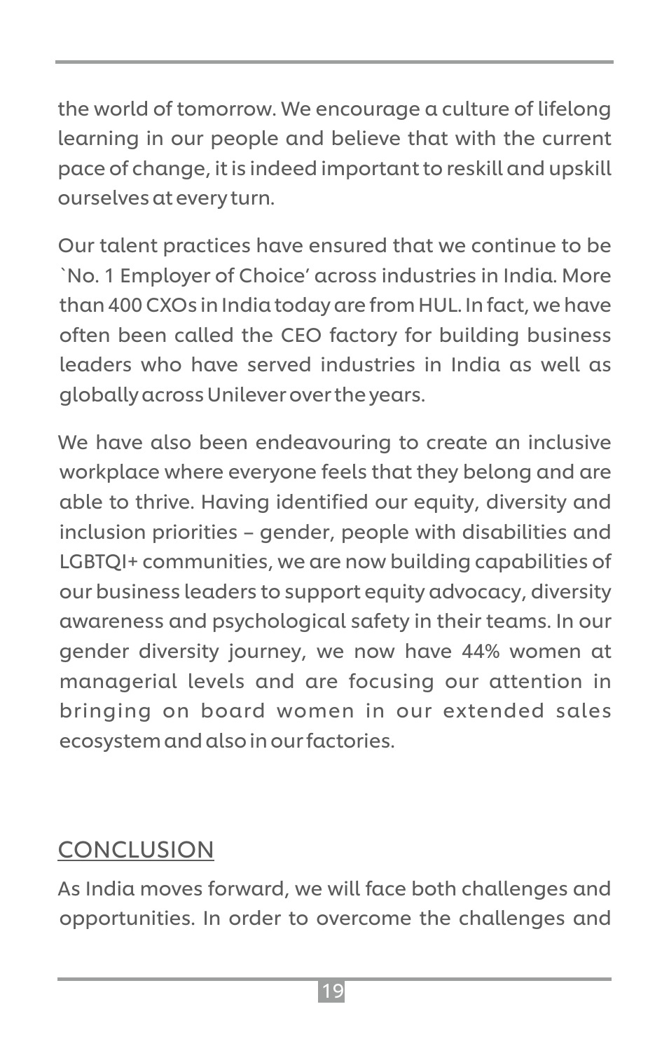the world of tomorrow. We encourage a culture of lifelong learning in our people and believe that with the current pace of change, it is indeed important to reskill and upskill ourselves at every turn.

Our talent practices have ensured that we continue to be `No. 1 Employer of Choice' across industries in India. More than 400 CXOs in India today are from HUL. In fact, we have often been called the CEO factory for building business leaders who have served industries in India as well as globally across Unilever over the years.

We have also been endeavouring to create an inclusive workplace where everyone feels that they belong and are able to thrive. Having identified our equity, diversity and inclusion priorities – gender, people with disabilities and LGBTQI+ communities, we are now building capabilities of our business leaders to support equity advocacy, diversity awareness and psychological safety in their teams. In our gender diversity journey, we now have 44% women at managerial levels and are focusing our attention in bringing on board women in our extended sales ecosystem and also in our factories.

## CONCLUSION

As India moves forward, we will face both challenges and opportunities. In order to overcome the challenges and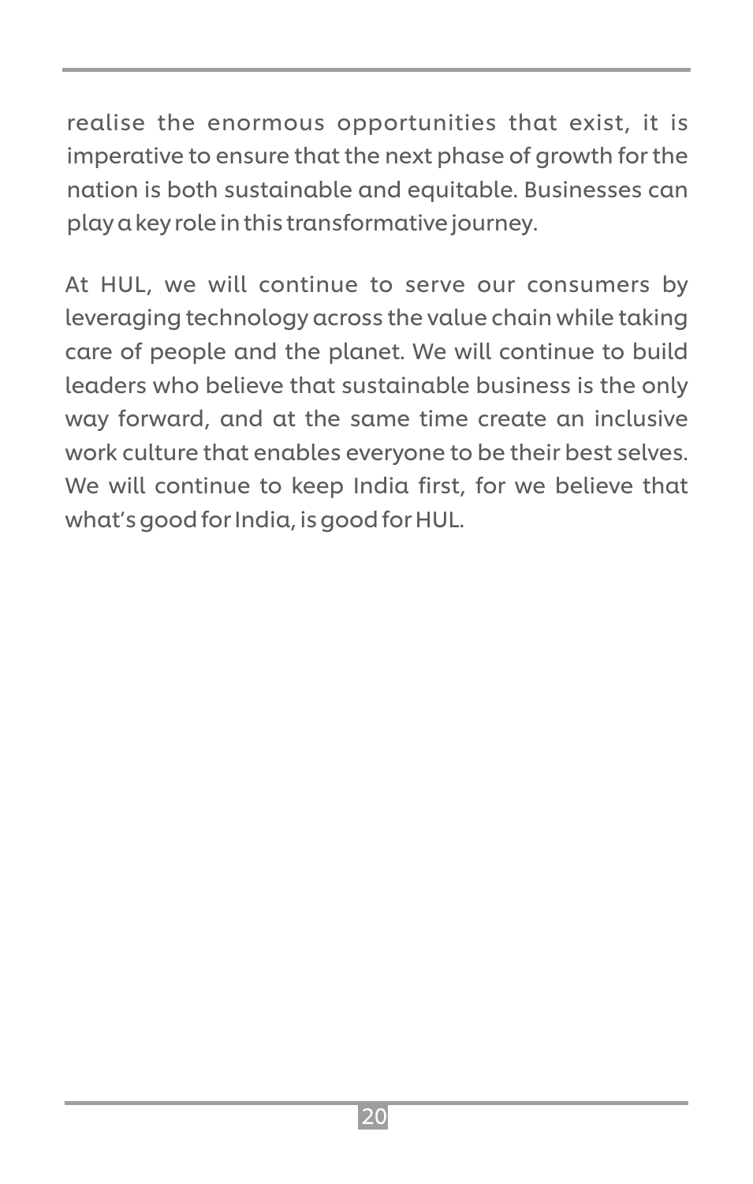realise the enormous opportunities that exist, it is imperative to ensure that the next phase of growth for the nation is both sustainable and equitable. Businesses can play a key role in this transformative journey.

At HUL, we will continue to serve our consumers by leveraging technology across the value chain while taking care of people and the planet. We will continue to build leaders who believe that sustainable business is the only way forward, and at the same time create an inclusive work culture that enables everyone to be their best selves. We will continue to keep India first, for we believe that what's good for India, is good for HUL.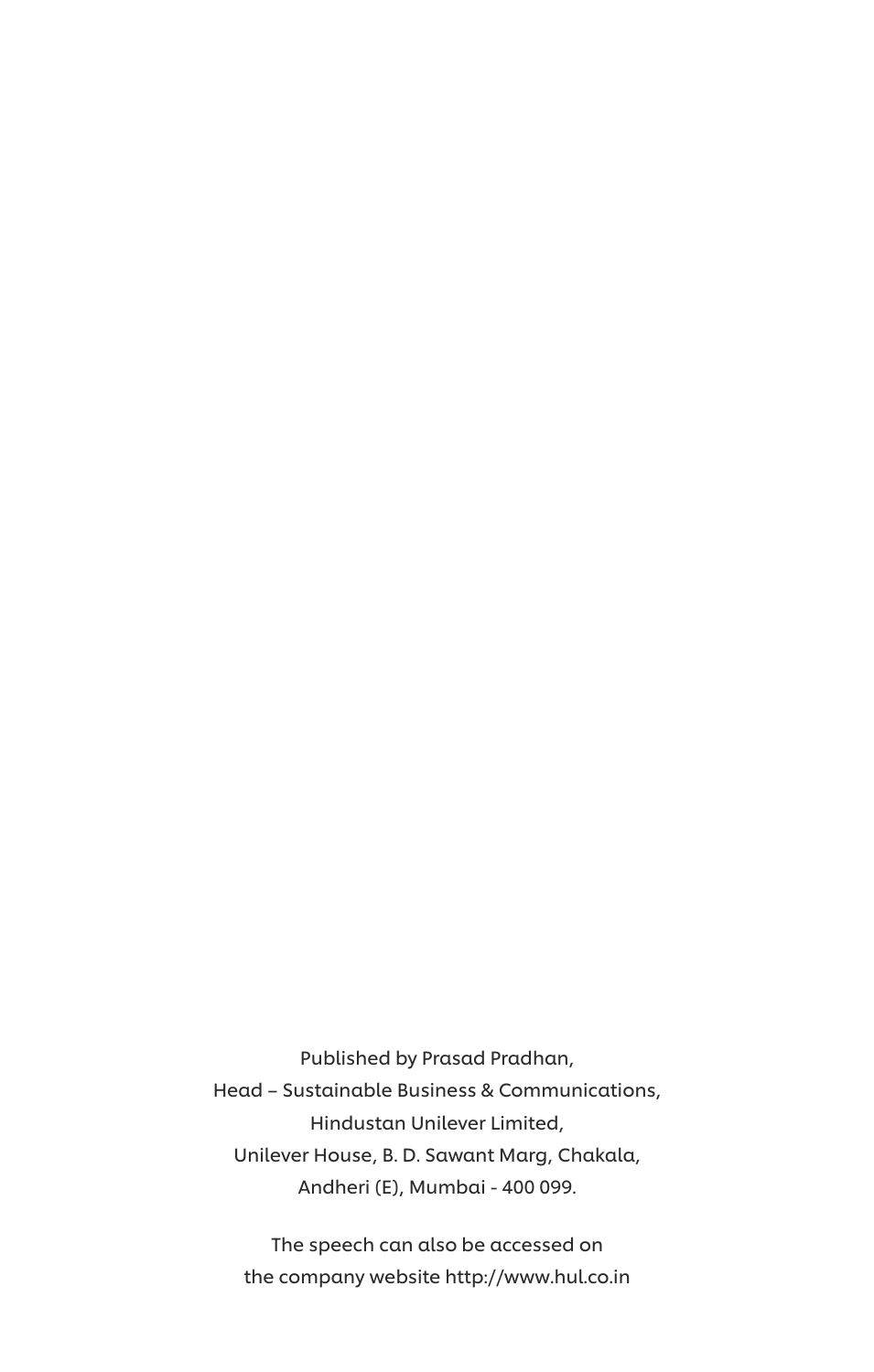Published by Prasad Pradhan,
Head – Sustainable Business & Communications,
Hindustan Unilever Limited,
Unilever House, B. D. Sawant Marg, Chakala,
Andheri (E), Mumbai - 400 099.

The speech can also be accessed on
the company website http://www.hul.co.in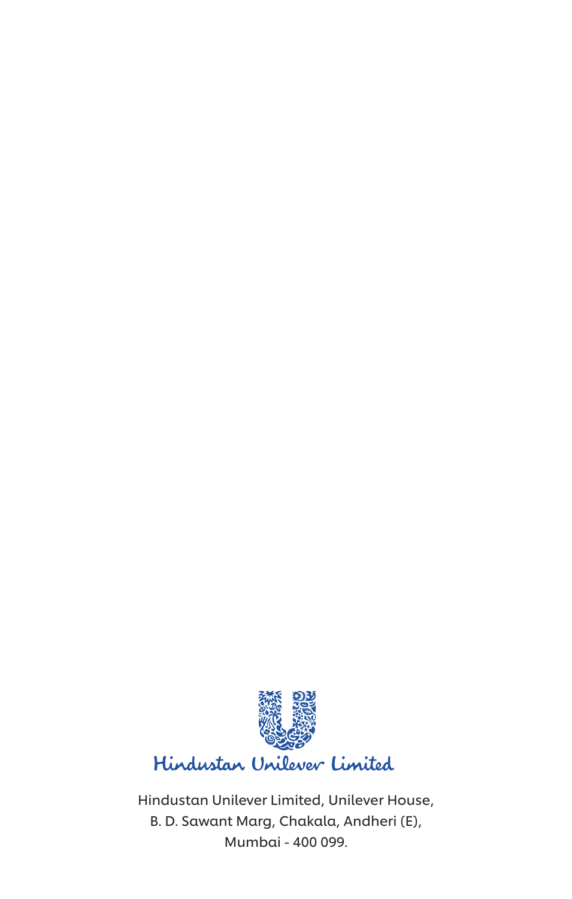Hindustan Unilever Limited

Hindustan Unilever Limited, Unilever House,
B. D. Sawant Marg, Chakala, Andheri (E),
Mumbai - 400 099.